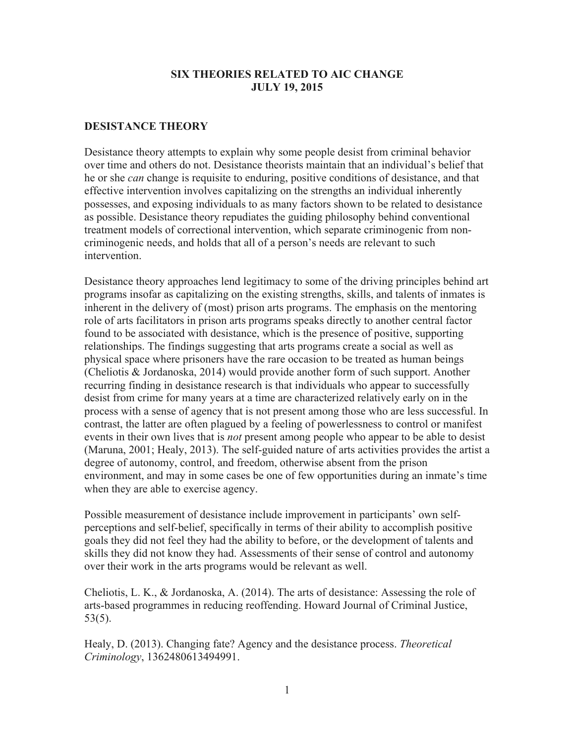# SIX THEORIES RELATED TO AIC CHANGE
# JULY 19, 2015

## DESISTANCE THEORY

Desistance theory attempts to explain why some people desist from criminal behavior over time and others do not. Desistance theorists maintain that an individual's belief that he or she *can* change is requisite to enduring, positive conditions of desistance, and that effective intervention involves capitalizing on the strengths an individual inherently possesses, and exposing individuals to as many factors shown to be related to desistance as possible. Desistance theory repudiates the guiding philosophy behind conventional treatment models of correctional intervention, which separate criminogenic from non-criminogenic needs, and holds that all of a person's needs are relevant to such intervention.

Desistance theory approaches lend legitimacy to some of the driving principles behind art programs insofar as capitalizing on the existing strengths, skills, and talents of inmates is inherent in the delivery of (most) prison arts programs. The emphasis on the mentoring role of arts facilitators in prison arts programs speaks directly to another central factor found to be associated with desistance, which is the presence of positive, supporting relationships. The findings suggesting that arts programs create a social as well as physical space where prisoners have the rare occasion to be treated as human beings (Cheliotis & Jordanoska, 2014) would provide another form of such support. Another recurring finding in desistance research is that individuals who appear to successfully desist from crime for many years at a time are characterized relatively early on in the process with a sense of agency that is not present among those who are less successful. In contrast, the latter are often plagued by a feeling of powerlessness to control or manifest events in their own lives that is *not* present among people who appear to be able to desist (Maruna, 2001; Healy, 2013). The self-guided nature of arts activities provides the artist a degree of autonomy, control, and freedom, otherwise absent from the prison environment, and may in some cases be one of few opportunities during an inmate's time when they are able to exercise agency.

Possible measurement of desistance include improvement in participants' own self-perceptions and self-belief, specifically in terms of their ability to accomplish positive goals they did not feel they had the ability to before, or the development of talents and skills they did not know they had. Assessments of their sense of control and autonomy over their work in the arts programs would be relevant as well.

Cheliotis, L. K., & Jordanoska, A. (2014). The arts of desistance: Assessing the role of arts-based programmes in reducing reoffending. Howard Journal of Criminal Justice, 53(5).

Healy, D. (2013). Changing fate? Agency and the desistance process. *Theoretical Criminology*, 1362480613494991.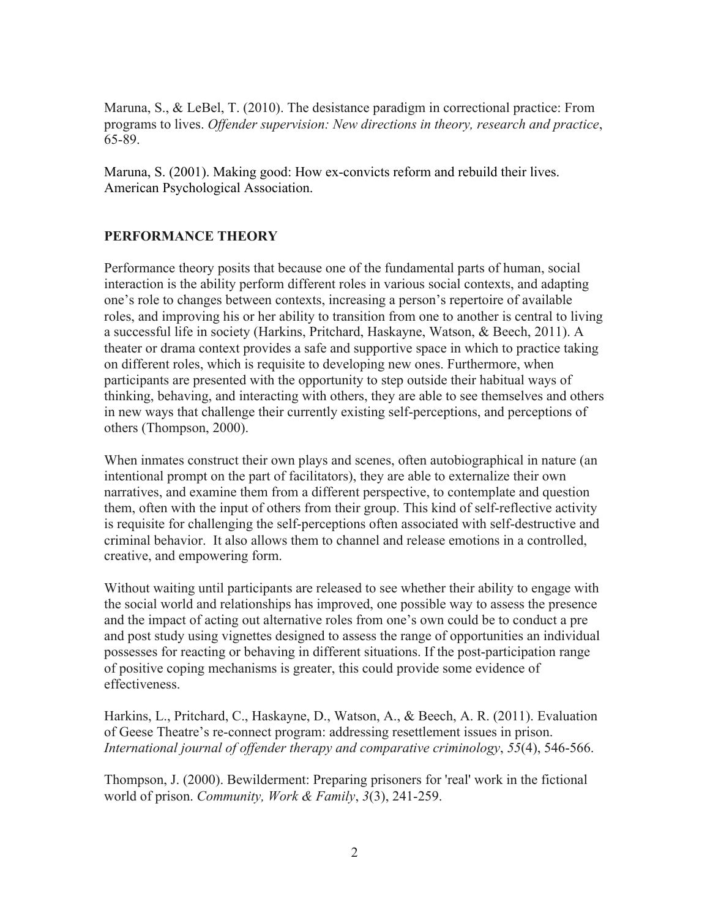Maruna, S., & LeBel, T. (2010). The desistance paradigm in correctional practice: From programs to lives. *Offender supervision: New directions in theory, research and practice*, 65-89.

Maruna, S. (2001). Making good: How ex-convicts reform and rebuild their lives. American Psychological Association.

## PERFORMANCE THEORY

Performance theory posits that because one of the fundamental parts of human, social interaction is the ability perform different roles in various social contexts, and adapting one's role to changes between contexts, increasing a person's repertoire of available roles, and improving his or her ability to transition from one to another is central to living a successful life in society (Harkins, Pritchard, Haskayne, Watson, & Beech, 2011). A theater or drama context provides a safe and supportive space in which to practice taking on different roles, which is requisite to developing new ones. Furthermore, when participants are presented with the opportunity to step outside their habitual ways of thinking, behaving, and interacting with others, they are able to see themselves and others in new ways that challenge their currently existing self-perceptions, and perceptions of others (Thompson, 2000).

When inmates construct their own plays and scenes, often autobiographical in nature (an intentional prompt on the part of facilitators), they are able to externalize their own narratives, and examine them from a different perspective, to contemplate and question them, often with the input of others from their group. This kind of self-reflective activity is requisite for challenging the self-perceptions often associated with self-destructive and criminal behavior. It also allows them to channel and release emotions in a controlled, creative, and empowering form.

Without waiting until participants are released to see whether their ability to engage with the social world and relationships has improved, one possible way to assess the presence and the impact of acting out alternative roles from one's own could be to conduct a pre and post study using vignettes designed to assess the range of opportunities an individual possesses for reacting or behaving in different situations. If the post-participation range of positive coping mechanisms is greater, this could provide some evidence of effectiveness.

Harkins, L., Pritchard, C., Haskayne, D., Watson, A., & Beech, A. R. (2011). Evaluation of Geese Theatre's re-connect program: addressing resettlement issues in prison. *International journal of offender therapy and comparative criminology*, *55*(4), 546-566.

Thompson, J. (2000). Bewilderment: Preparing prisoners for 'real' work in the fictional world of prison. *Community, Work & Family*, *3*(3), 241-259.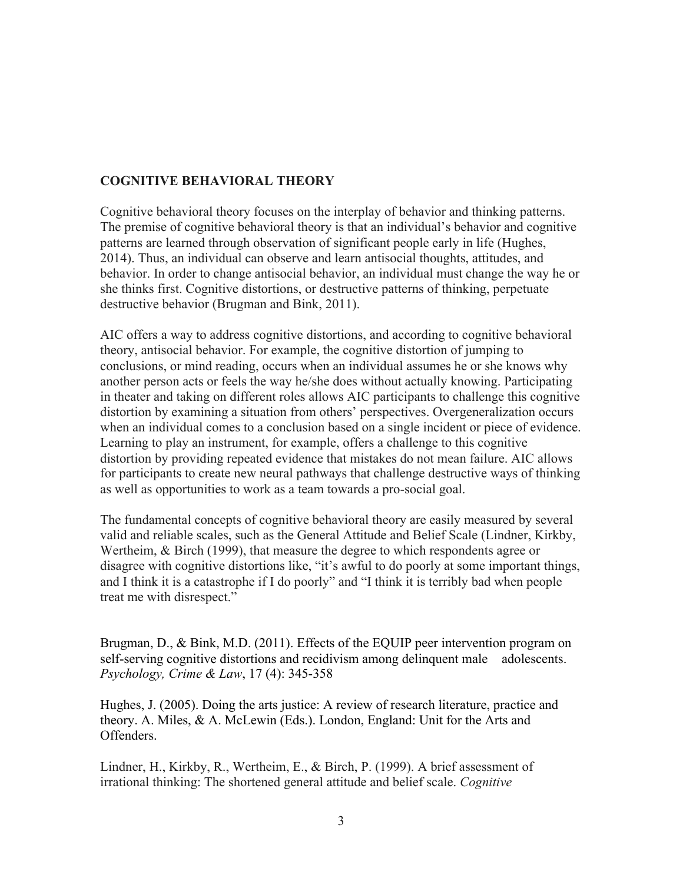## COGNITIVE BEHAVIORAL THEORY

Cognitive behavioral theory focuses on the interplay of behavior and thinking patterns. The premise of cognitive behavioral theory is that an individual's behavior and cognitive patterns are learned through observation of significant people early in life (Hughes, 2014). Thus, an individual can observe and learn antisocial thoughts, attitudes, and behavior. In order to change antisocial behavior, an individual must change the way he or she thinks first. Cognitive distortions, or destructive patterns of thinking, perpetuate destructive behavior (Brugman and Bink, 2011).

AIC offers a way to address cognitive distortions, and according to cognitive behavioral theory, antisocial behavior. For example, the cognitive distortion of jumping to conclusions, or mind reading, occurs when an individual assumes he or she knows why another person acts or feels the way he/she does without actually knowing. Participating in theater and taking on different roles allows AIC participants to challenge this cognitive distortion by examining a situation from others' perspectives. Overgeneralization occurs when an individual comes to a conclusion based on a single incident or piece of evidence. Learning to play an instrument, for example, offers a challenge to this cognitive distortion by providing repeated evidence that mistakes do not mean failure. AIC allows for participants to create new neural pathways that challenge destructive ways of thinking as well as opportunities to work as a team towards a pro-social goal.

The fundamental concepts of cognitive behavioral theory are easily measured by several valid and reliable scales, such as the General Attitude and Belief Scale (Lindner, Kirkby, Wertheim, & Birch (1999), that measure the degree to which respondents agree or disagree with cognitive distortions like, "it's awful to do poorly at some important things, and I think it is a catastrophe if I do poorly" and "I think it is terribly bad when people treat me with disrespect."

Brugman, D., & Bink, M.D. (2011). Effects of the EQUIP peer intervention program on self-serving cognitive distortions and recidivism among delinquent male adolescents. *Psychology, Crime & Law*, 17 (4): 345-358

Hughes, J. (2005). Doing the arts justice: A review of research literature, practice and theory. A. Miles, & A. McLewin (Eds.). London, England: Unit for the Arts and Offenders.

Lindner, H., Kirkby, R., Wertheim, E., & Birch, P. (1999). A brief assessment of irrational thinking: The shortened general attitude and belief scale. *Cognitive*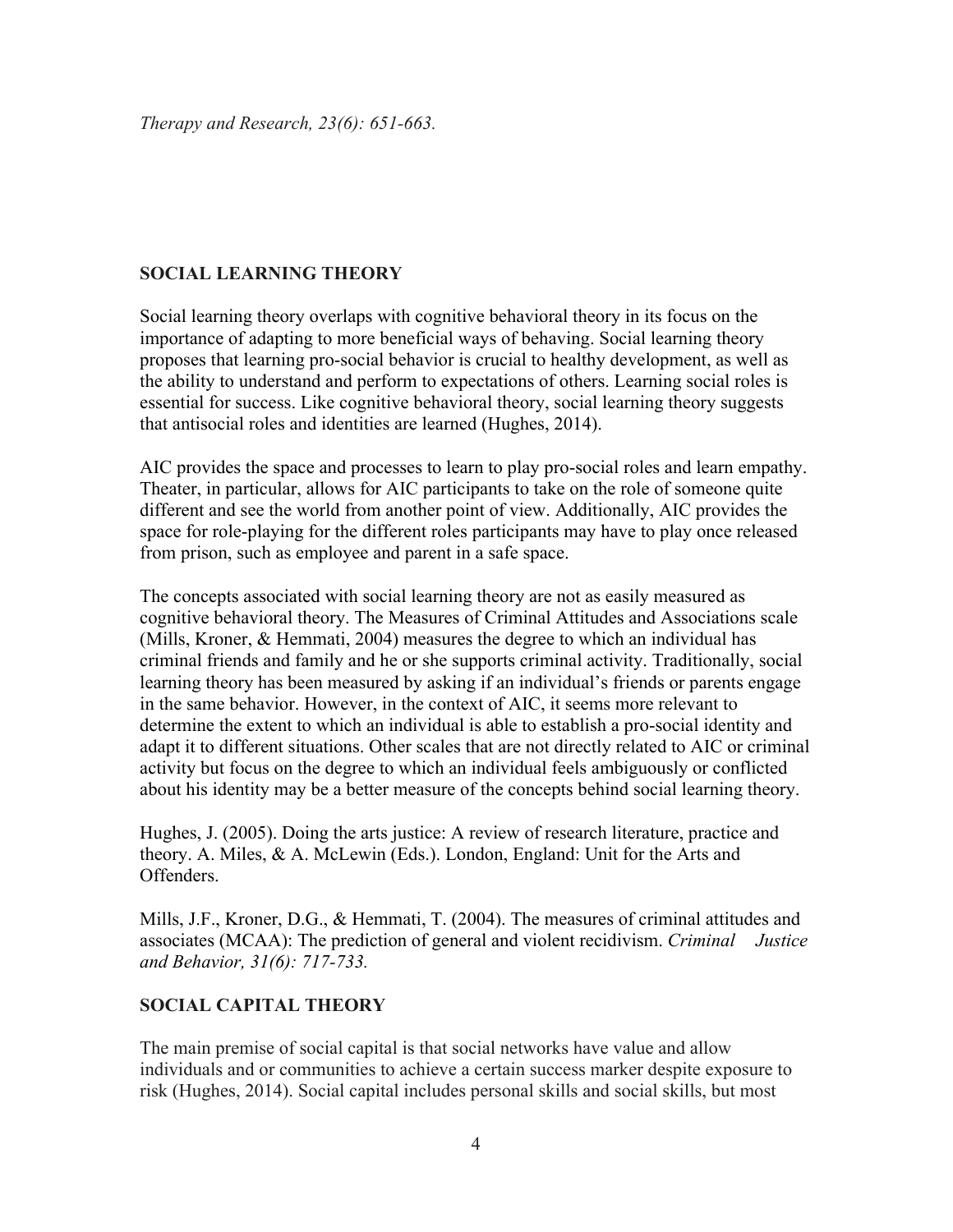*Therapy and Research, 23(6): 651-663.*

## SOCIAL LEARNING THEORY

Social learning theory overlaps with cognitive behavioral theory in its focus on the importance of adapting to more beneficial ways of behaving. Social learning theory proposes that learning pro-social behavior is crucial to healthy development, as well as the ability to understand and perform to expectations of others. Learning social roles is essential for success. Like cognitive behavioral theory, social learning theory suggests that antisocial roles and identities are learned (Hughes, 2014).

AIC provides the space and processes to learn to play pro-social roles and learn empathy. Theater, in particular, allows for AIC participants to take on the role of someone quite different and see the world from another point of view. Additionally, AIC provides the space for role-playing for the different roles participants may have to play once released from prison, such as employee and parent in a safe space.

The concepts associated with social learning theory are not as easily measured as cognitive behavioral theory. The Measures of Criminal Attitudes and Associations scale (Mills, Kroner, & Hemmati, 2004) measures the degree to which an individual has criminal friends and family and he or she supports criminal activity. Traditionally, social learning theory has been measured by asking if an individual's friends or parents engage in the same behavior. However, in the context of AIC, it seems more relevant to determine the extent to which an individual is able to establish a pro-social identity and adapt it to different situations. Other scales that are not directly related to AIC or criminal activity but focus on the degree to which an individual feels ambiguously or conflicted about his identity may be a better measure of the concepts behind social learning theory.

Hughes, J. (2005). Doing the arts justice: A review of research literature, practice and theory. A. Miles, & A. McLewin (Eds.). London, England: Unit for the Arts and Offenders.

Mills, J.F., Kroner, D.G., & Hemmati, T. (2004). The measures of criminal attitudes and associates (MCAA): The prediction of general and violent recidivism. *Criminal Justice and Behavior, 31(6): 717-733.*

## SOCIAL CAPITAL THEORY

The main premise of social capital is that social networks have value and allow individuals and or communities to achieve a certain success marker despite exposure to risk (Hughes, 2014). Social capital includes personal skills and social skills, but most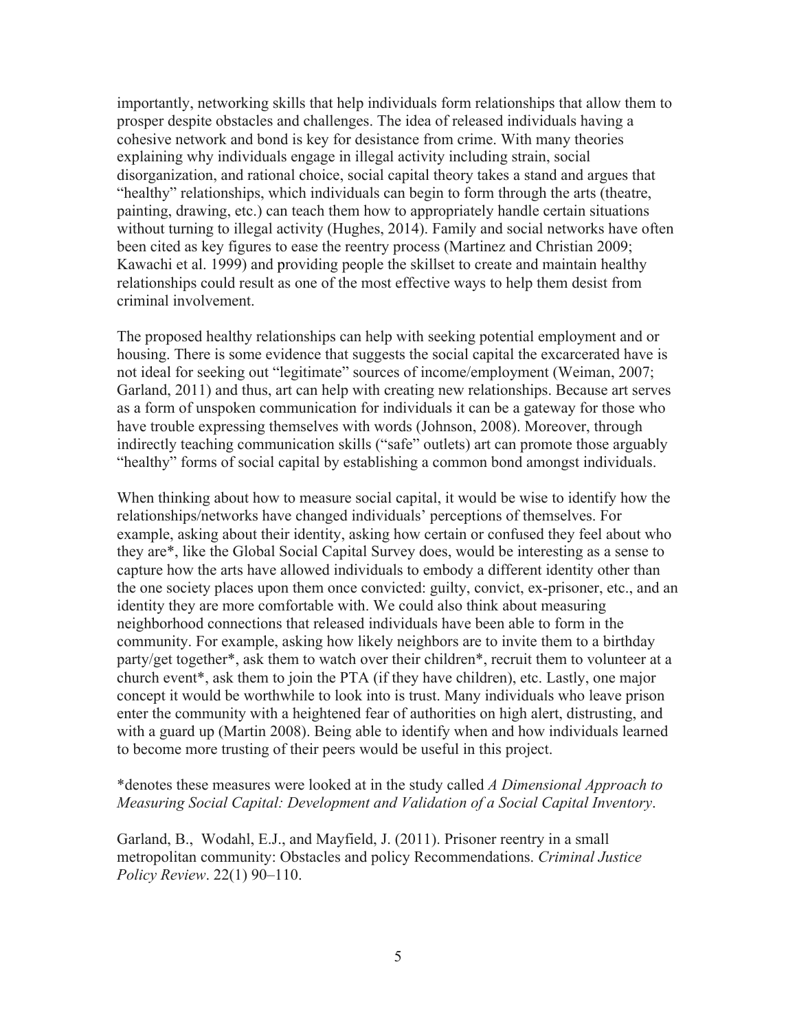importantly, networking skills that help individuals form relationships that allow them to prosper despite obstacles and challenges. The idea of released individuals having a cohesive network and bond is key for desistance from crime. With many theories explaining why individuals engage in illegal activity including strain, social disorganization, and rational choice, social capital theory takes a stand and argues that "healthy" relationships, which individuals can begin to form through the arts (theatre, painting, drawing, etc.) can teach them how to appropriately handle certain situations without turning to illegal activity (Hughes, 2014). Family and social networks have often been cited as key figures to ease the reentry process (Martinez and Christian 2009; Kawachi et al. 1999) and providing people the skillset to create and maintain healthy relationships could result as one of the most effective ways to help them desist from criminal involvement.

The proposed healthy relationships can help with seeking potential employment and or housing. There is some evidence that suggests the social capital the excarcerated have is not ideal for seeking out "legitimate" sources of income/employment (Weiman, 2007; Garland, 2011) and thus, art can help with creating new relationships. Because art serves as a form of unspoken communication for individuals it can be a gateway for those who have trouble expressing themselves with words (Johnson, 2008). Moreover, through indirectly teaching communication skills ("safe" outlets) art can promote those arguably "healthy" forms of social capital by establishing a common bond amongst individuals.

When thinking about how to measure social capital, it would be wise to identify how the relationships/networks have changed individuals' perceptions of themselves. For example, asking about their identity, asking how certain or confused they feel about who they are*, like the Global Social Capital Survey does, would be interesting as a sense to capture how the arts have allowed individuals to embody a different identity other than the one society places upon them once convicted: guilty, convict, ex-prisoner, etc., and an identity they are more comfortable with. We could also think about measuring neighborhood connections that released individuals have been able to form in the community. For example, asking how likely neighbors are to invite them to a birthday party/get together*, ask them to watch over their children*, recruit them to volunteer at a church event*, ask them to join the PTA (if they have children), etc. Lastly, one major concept it would be worthwhile to look into is trust. Many individuals who leave prison enter the community with a heightened fear of authorities on high alert, distrusting, and with a guard up (Martin 2008). Being able to identify when and how individuals learned to become more trusting of their peers would be useful in this project.

*denotes these measures were looked at in the study called *A Dimensional Approach to Measuring Social Capital: Development and Validation of a Social Capital Inventory*.

Garland, B., Wodahl, E.J., and Mayfield, J. (2011). Prisoner reentry in a small metropolitan community: Obstacles and policy Recommendations. *Criminal Justice Policy Review*. 22(1) 90–110.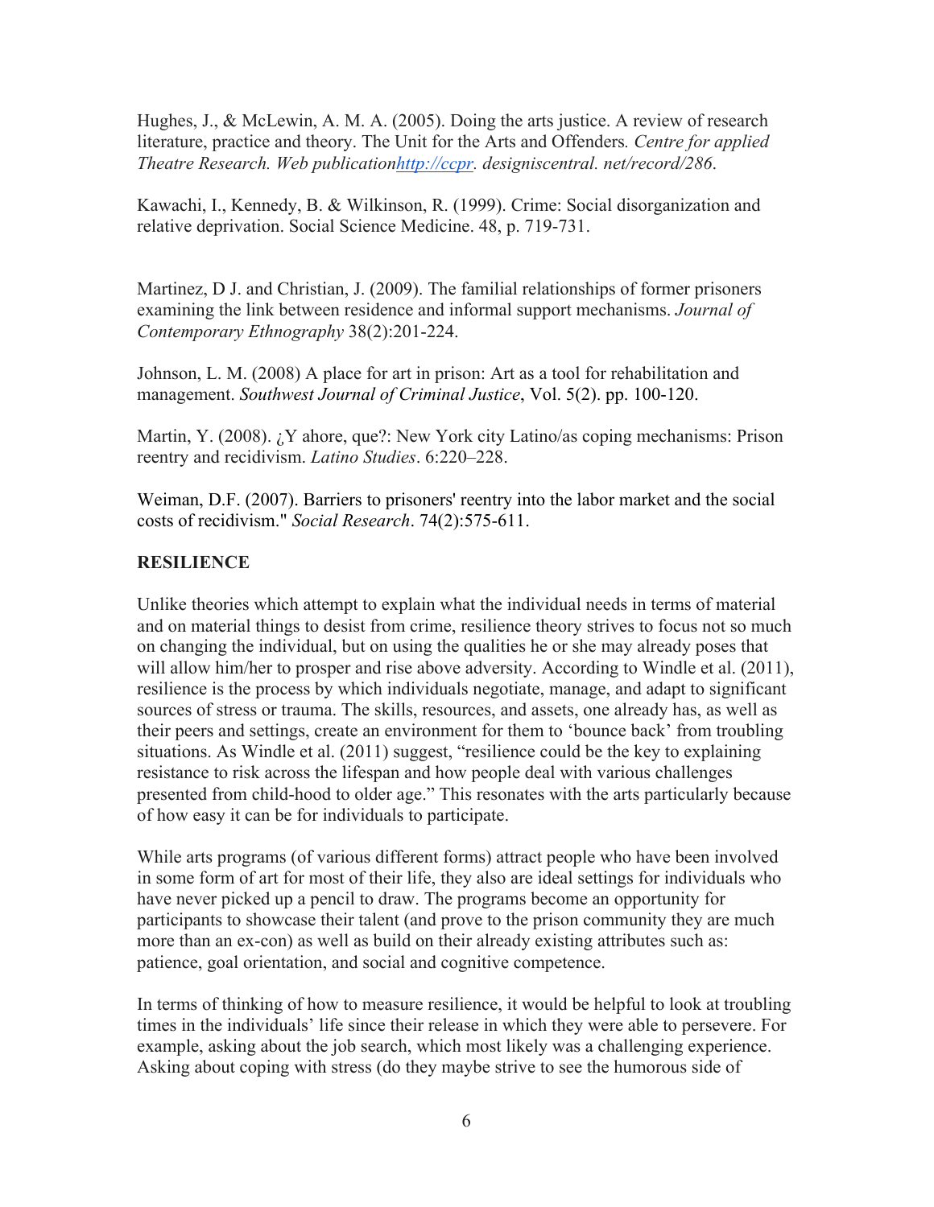Hughes, J., & McLewin, A. M. A. (2005). Doing the arts justice. A review of research literature, practice and theory. The Unit for the Arts and Offenders*. Centre for applied Theatre Research. Web publication[http://ccpr](http://ccpr). designiscentral. net/record/286*.

Kawachi, I., Kennedy, B. & Wilkinson, R. (1999). Crime: Social disorganization and relative deprivation. Social Science Medicine. 48, p. 719-731.

Martinez, D J. and Christian, J. (2009). The familial relationships of former prisoners examining the link between residence and informal support mechanisms. *Journal of Contemporary Ethnography* 38(2):201-224.

Johnson, L. M. (2008) A place for art in prison: Art as a tool for rehabilitation and management. *Southwest Journal of Criminal Justice*, Vol. 5(2). pp. 100-120.

Martin, Y. (2008). ¿Y ahore, que?: New York city Latino/as coping mechanisms: Prison reentry and recidivism. *Latino Studies*. 6:220–228.

Weiman, D.F. (2007). Barriers to prisoners' reentry into the labor market and the social costs of recidivism." *Social Research*. 74(2):575-611.

**RESILIENCE**

Unlike theories which attempt to explain what the individual needs in terms of material and on material things to desist from crime, resilience theory strives to focus not so much on changing the individual, but on using the qualities he or she may already poses that will allow him/her to prosper and rise above adversity. According to Windle et al. (2011), resilience is the process by which individuals negotiate, manage, and adapt to significant sources of stress or trauma. The skills, resources, and assets, one already has, as well as their peers and settings, create an environment for them to 'bounce back' from troubling situations. As Windle et al. (2011) suggest, "resilience could be the key to explaining resistance to risk across the lifespan and how people deal with various challenges presented from child-hood to older age." This resonates with the arts particularly because of how easy it can be for individuals to participate.

While arts programs (of various different forms) attract people who have been involved in some form of art for most of their life, they also are ideal settings for individuals who have never picked up a pencil to draw. The programs become an opportunity for participants to showcase their talent (and prove to the prison community they are much more than an ex-con) as well as build on their already existing attributes such as: patience, goal orientation, and social and cognitive competence.

In terms of thinking of how to measure resilience, it would be helpful to look at troubling times in the individuals' life since their release in which they were able to persevere. For example, asking about the job search, which most likely was a challenging experience. Asking about coping with stress (do they maybe strive to see the humorous side of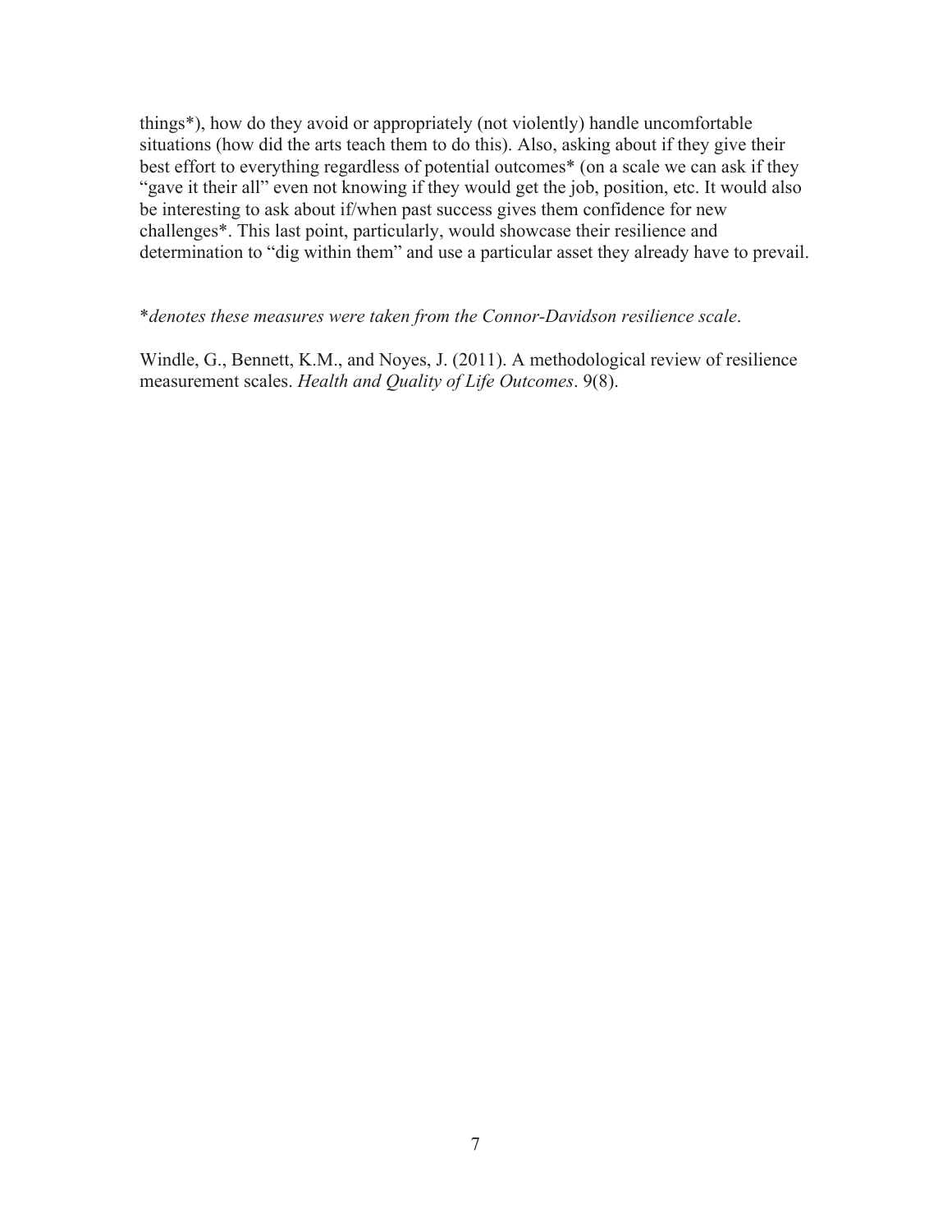things*), how do they avoid or appropriately (not violently) handle uncomfortable situations (how did the arts teach them to do this). Also, asking about if they give their best effort to everything regardless of potential outcomes* (on a scale we can ask if they "gave it their all" even not knowing if they would get the job, position, etc. It would also be interesting to ask about if/when past success gives them confidence for new challenges*. This last point, particularly, would showcase their resilience and determination to "dig within them" and use a particular asset they already have to prevail.

**denotes these measures were taken from the Connor-Davidson resilience scale*.

Windle, G., Bennett, K.M., and Noyes, J. (2011). A methodological review of resilience measurement scales. *Health and Quality of Life Outcomes*. 9(8).